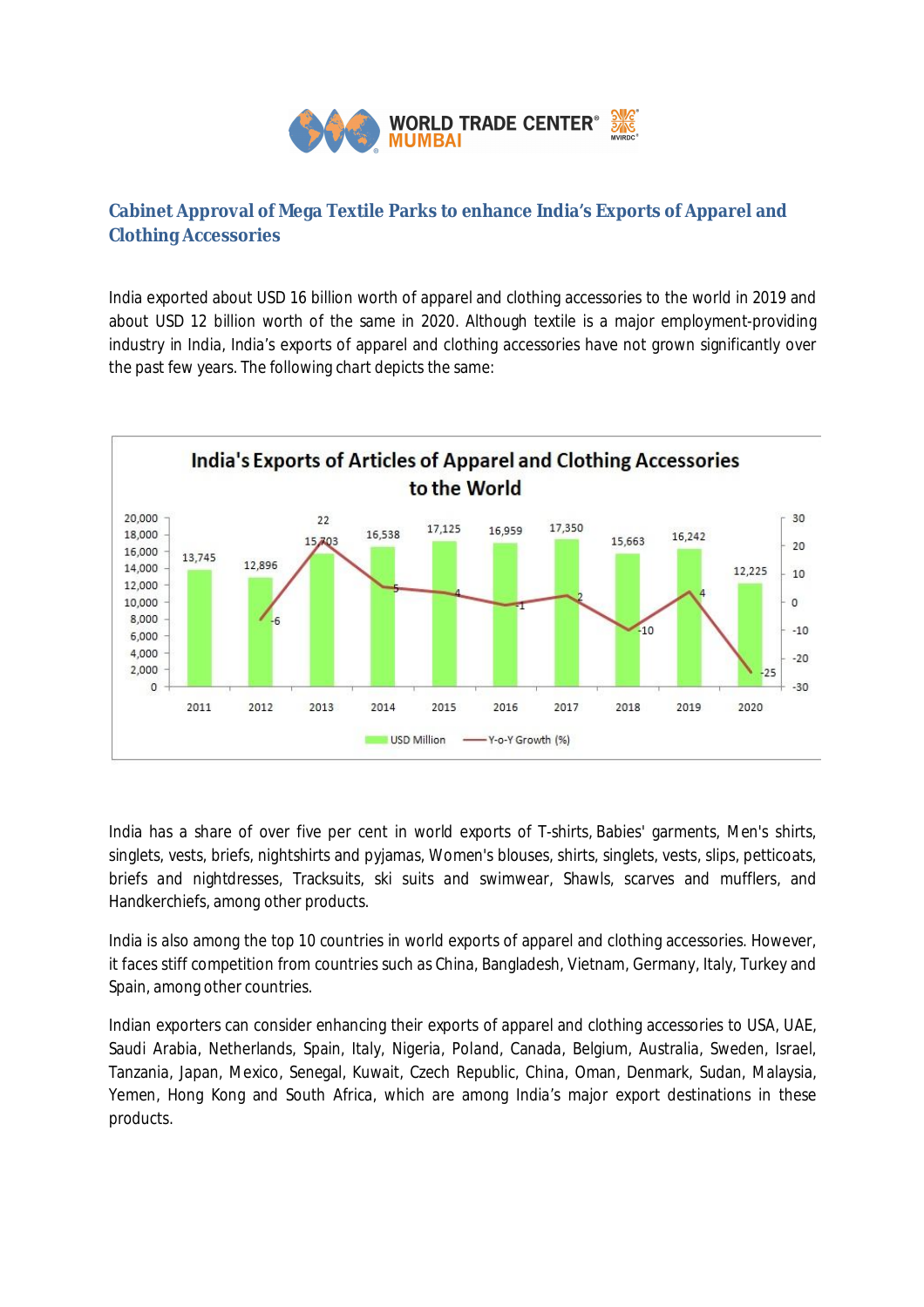# Cabinet Approval of Mega Textile Parks to enhance India's Exports of Apparel and Clothing Accessories

India exported about USD 16 billion worth of apparel and clothing accessories to the world in 2019 and about USD 12 billion worth of the same in 2020. Although textile is a major employment-providing industry in India, India's exports of apparel and clothing accessories have not grown significantly over the past few years. The following chart depicts the same:

**India's Exports of Articles of Apparel and Clothing Accessories to the World**

| Year | USD Million | Y-o-Y Growth (%) |
|---|---|---|
| 2011 | 13,745 | |
| 2012 | 12,896 | -6 |
| 2013 | 15,703 | 22 |
| 2014 | 16,538 | 5 |
| 2015 | 17,125 | 4 |
| 2016 | 16,959 | -1 |
| 2017 | 17,350 | 2 |
| 2018 | 15,663 | -10 |
| 2019 | 16,242 | 4 |
| 2020 | 12,225 | -25 |

India has a share of over five per cent in world exports of T-shirts, Babies' garments, Men's shirts, singlets, vests, briefs, nightshirts and pyjamas, Women's blouses, shirts, singlets, vests, slips, petticoats, briefs and nightdresses, Tracksuits, ski suits and swimwear, Shawls, scarves and mufflers, and Handkerchiefs, among other products.

India is also among the top 10 countries in world exports of apparel and clothing accessories. However, it faces stiff competition from countries such as China, Bangladesh, Vietnam, Germany, Italy, Turkey and Spain, among other countries.

Indian exporters can consider enhancing their exports of apparel and clothing accessories to USA, UAE, Saudi Arabia, Netherlands, Spain, Italy, Nigeria, Poland, Canada, Belgium, Australia, Sweden, Israel, Tanzania, Japan, Mexico, Senegal, Kuwait, Czech Republic, China, Oman, Denmark, Sudan, Malaysia, Yemen, Hong Kong and South Africa, which are among India's major export destinations in these products.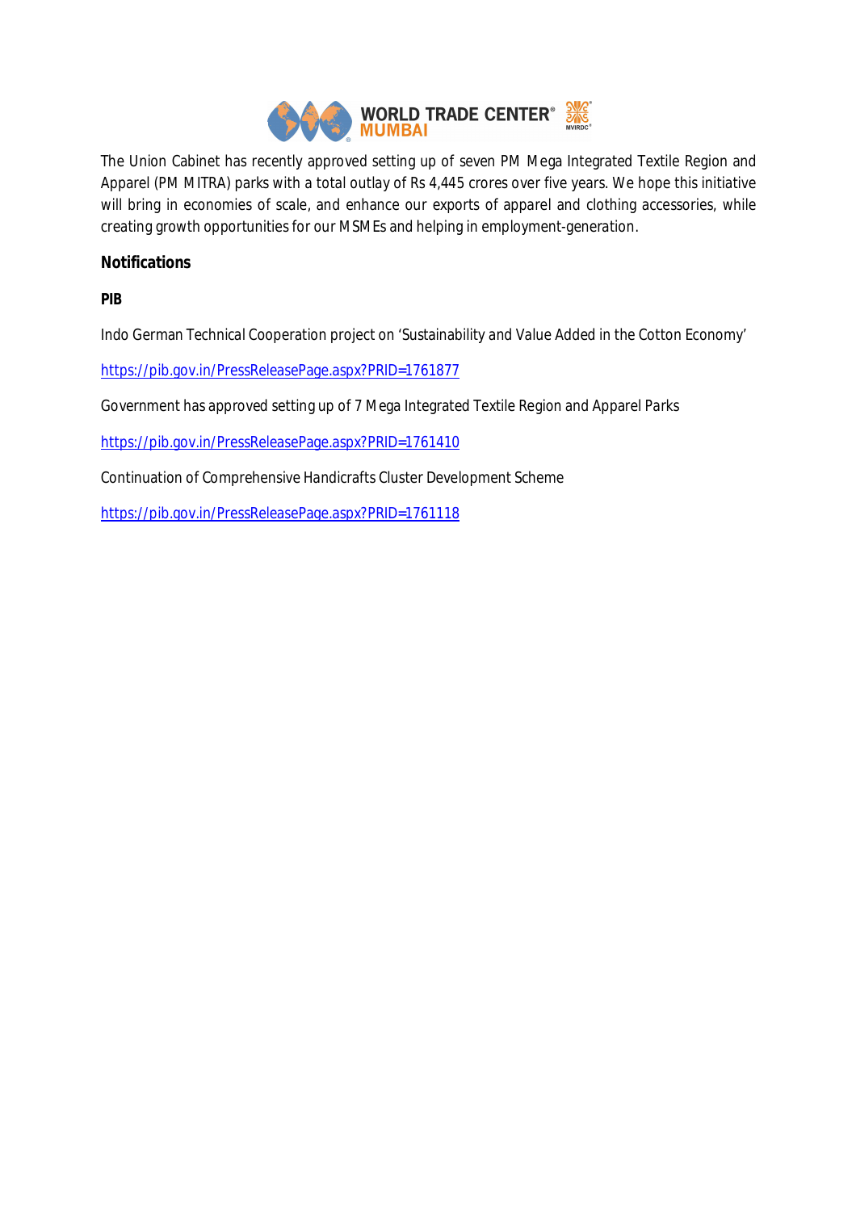The Union Cabinet has recently approved setting up of seven PM Mega Integrated Textile Region and Apparel (PM MITRA) parks with a total outlay of Rs 4,445 crores over five years. We hope this initiative will bring in economies of scale, and enhance our exports of apparel and clothing accessories, while creating growth opportunities for our MSMEs and helping in employment-generation.

## Notifications

### PIB

Indo German Technical Cooperation project on 'Sustainability and Value Added in the Cotton Economy'

https://pib.gov.in/PressReleasePage.aspx?PRID=1761877

Government has approved setting up of 7 Mega Integrated Textile Region and Apparel Parks

https://pib.gov.in/PressReleasePage.aspx?PRID=1761410

Continuation of Comprehensive Handicrafts Cluster Development Scheme

https://pib.gov.in/PressReleasePage.aspx?PRID=1761118